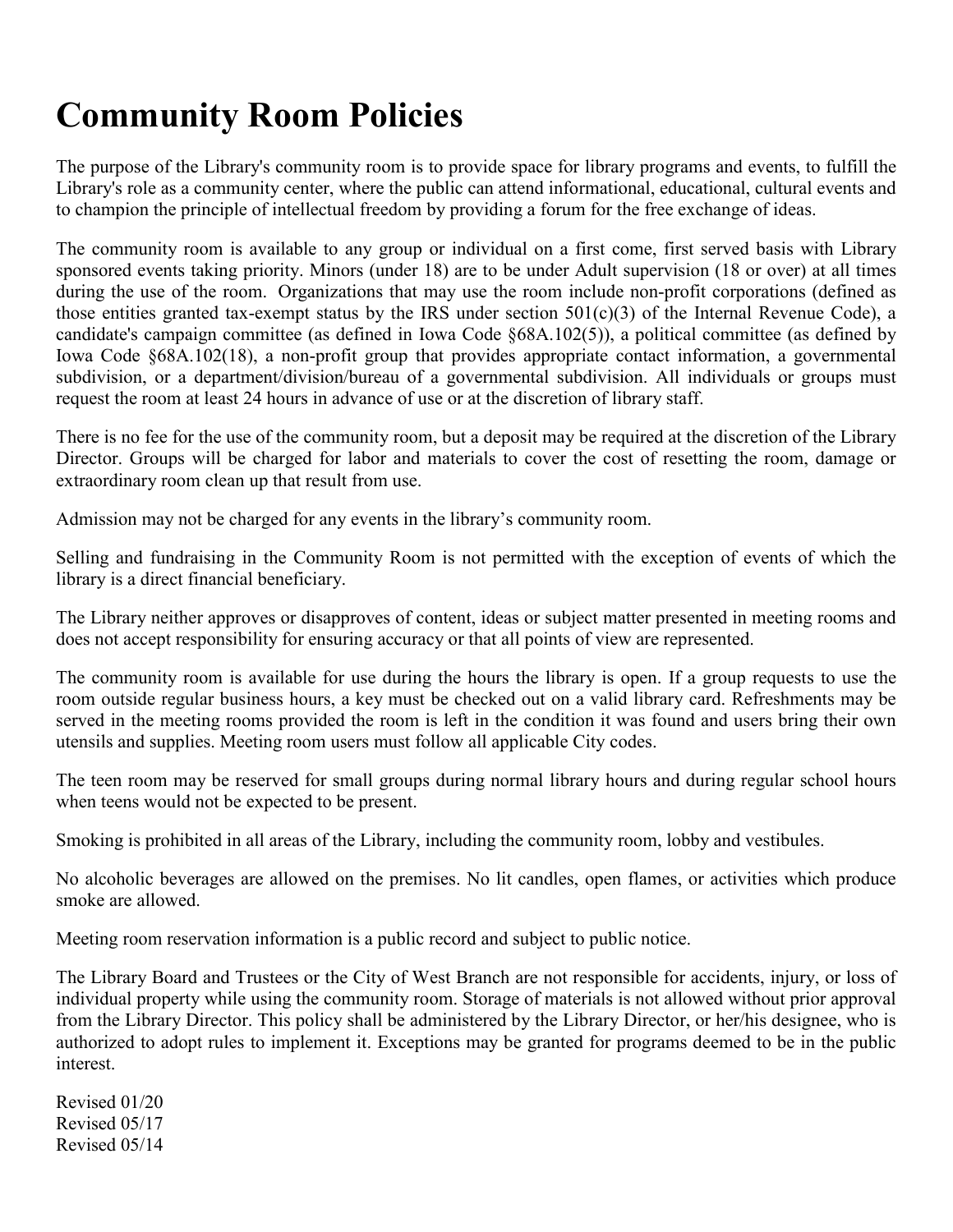# Community Room Policies

The purpose of the Library's community room is to provide space for library programs and events, to fulfill the Library's role as a community center, where the public can attend informational, educational, cultural events and to champion the principle of intellectual freedom by providing a forum for the free exchange of ideas.

The community room is available to any group or individual on a first come, first served basis with Library sponsored events taking priority. Minors (under 18) are to be under Adult supervision (18 or over) at all times during the use of the room. Organizations that may use the room include non-profit corporations (defined as those entities granted tax-exempt status by the IRS under section 501(c)(3) of the Internal Revenue Code), a candidate's campaign committee (as defined in Iowa Code §68A.102(5)), a political committee (as defined by Iowa Code §68A.102(18), a non-profit group that provides appropriate contact information, a governmental subdivision, or a department/division/bureau of a governmental subdivision. All individuals or groups must request the room at least 24 hours in advance of use or at the discretion of library staff.

There is no fee for the use of the community room, but a deposit may be required at the discretion of the Library Director. Groups will be charged for labor and materials to cover the cost of resetting the room, damage or extraordinary room clean up that result from use.

Admission may not be charged for any events in the library's community room.

Selling and fundraising in the Community Room is not permitted with the exception of events of which the library is a direct financial beneficiary.

The Library neither approves or disapproves of content, ideas or subject matter presented in meeting rooms and does not accept responsibility for ensuring accuracy or that all points of view are represented.

The community room is available for use during the hours the library is open. If a group requests to use the room outside regular business hours, a key must be checked out on a valid library card. Refreshments may be served in the meeting rooms provided the room is left in the condition it was found and users bring their own utensils and supplies. Meeting room users must follow all applicable City codes.

The teen room may be reserved for small groups during normal library hours and during regular school hours when teens would not be expected to be present.

Smoking is prohibited in all areas of the Library, including the community room, lobby and vestibules.

No alcoholic beverages are allowed on the premises. No lit candles, open flames, or activities which produce smoke are allowed.

Meeting room reservation information is a public record and subject to public notice.

The Library Board and Trustees or the City of West Branch are not responsible for accidents, injury, or loss of individual property while using the community room. Storage of materials is not allowed without prior approval from the Library Director. This policy shall be administered by the Library Director, or her/his designee, who is authorized to adopt rules to implement it. Exceptions may be granted for programs deemed to be in the public interest.

Revised 01/20
Revised 05/17
Revised 05/14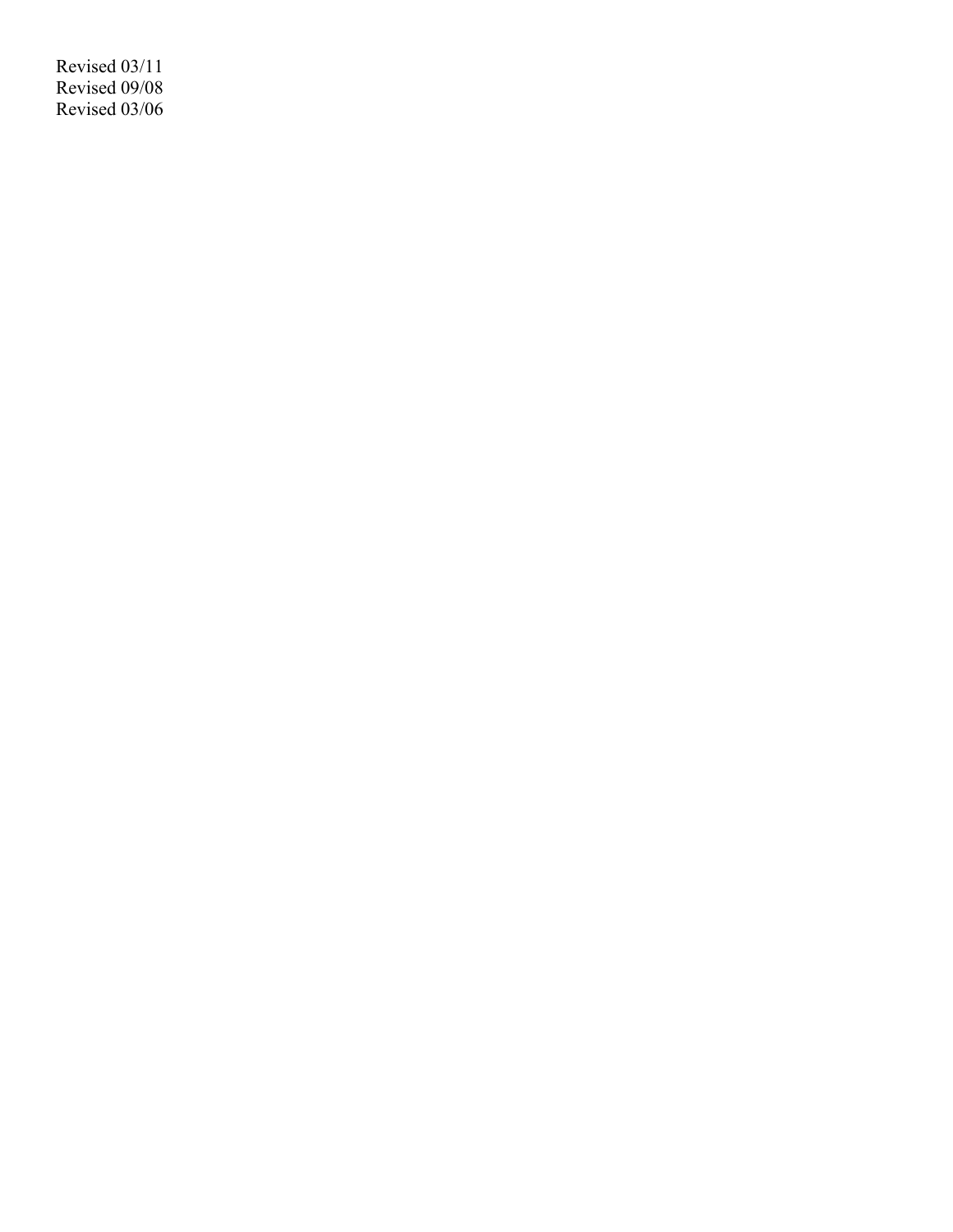Revised 03/11
Revised 09/08
Revised 03/06